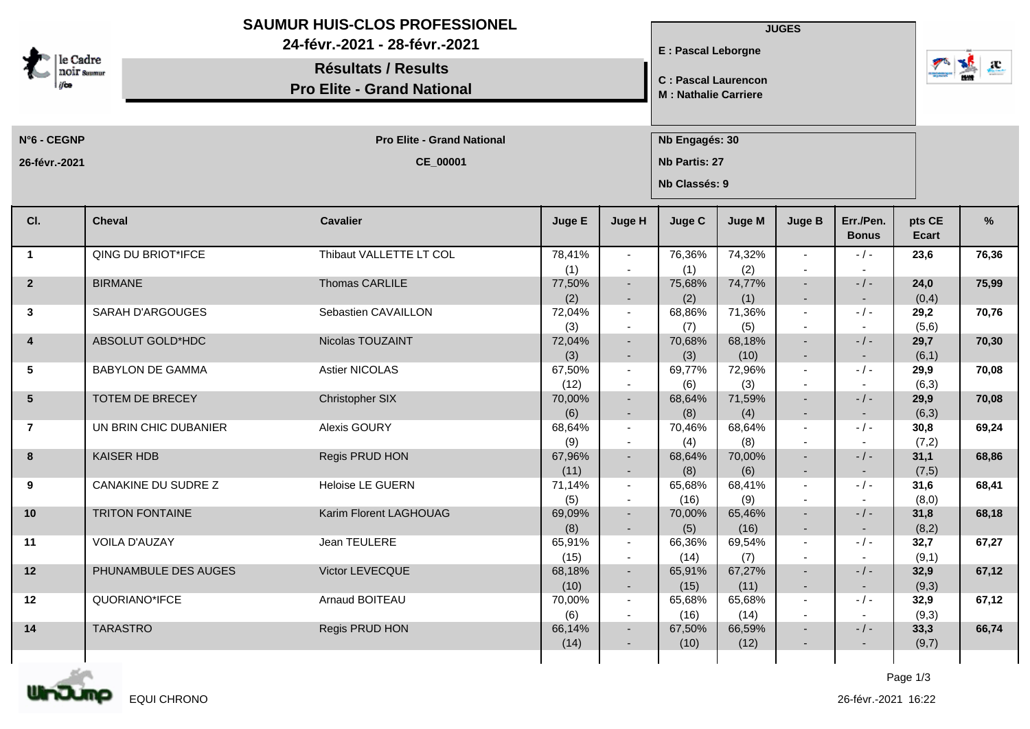# SAUMUR HUIS-CLOS PROFESSIONEL

24-févr.-2021 - 28-févr.-2021

## Résultats / Results

## Pro Elite - Grand National

**JUGES**

**E : Pascal Leborgne**

**C : Pascal Laurencon**

**M : Nathalie Carriere**

**N°6 - CEGNP**

**26-févr.-2021**

**Pro Elite - Grand National**

**CE_00001**

**Nb Engagés: 30**

**Nb Partis: 27**

**Nb Classés: 9**

| Cl. | Cheval | Cavalier | Juge E | Juge H | Juge C | Juge M | Juge B | Err./Pen. Bonus | pts CE Ecart | % |
|---|---|---|---|---|---|---|---|---|---|---|
| 1 | QING DU BRIOT*IFCE | Thibaut VALLETTE LT COL | 78,41% (1) | - - | 76,36% (1) | 74,32% (2) | - - | - / - - | 23,6 | 76,36 |
| 2 | BIRMANE | Thomas CARLILE | 77,50% (2) | - - | 75,68% (2) | 74,77% (1) | - - | - / - - | 24,0 (0,4) | 75,99 |
| 3 | SARAH D'ARGOUGES | Sebastien CAVAILLON | 72,04% (3) | - - | 68,86% (7) | 71,36% (5) | - - | - / - - | 29,2 (5,6) | 70,76 |
| 4 | ABSOLUT GOLD*HDC | Nicolas TOUZAINT | 72,04% (3) | - - | 70,68% (3) | 68,18% (10) | - - | - / - - | 29,7 (6,1) | 70,30 |
| 5 | BABYLON DE GAMMA | Astier NICOLAS | 67,50% (12) | - - | 69,77% (6) | 72,96% (3) | - - | - / - - | 29,9 (6,3) | 70,08 |
| 5 | TOTEM DE BRECEY | Christopher SIX | 70,00% (6) | - - | 68,64% (8) | 71,59% (4) | - - | - / - - | 29,9 (6,3) | 70,08 |
| 7 | UN BRIN CHIC DUBANIER | Alexis GOURY | 68,64% (9) | - - | 70,46% (4) | 68,64% (8) | - - | - / - - | 30,8 (7,2) | 69,24 |
| 8 | KAISER HDB | Regis PRUD HON | 67,96% (11) | - - | 68,64% (8) | 70,00% (6) | - - | - / - - | 31,1 (7,5) | 68,86 |
| 9 | CANAKINE DU SUDRE Z | Heloise LE GUERN | 71,14% (5) | - - | 65,68% (16) | 68,41% (9) | - - | - / - - | 31,6 (8,0) | 68,41 |
| 10 | TRITON FONTAINE | Karim Florent LAGHOUAG | 69,09% (8) | - - | 70,00% (5) | 65,46% (16) | - - | - / - - | 31,8 (8,2) | 68,18 |
| 11 | VOILA D'AUZAY | Jean TEULERE | 65,91% (15) | - - | 66,36% (14) | 69,54% (7) | - - | - / - - | 32,7 (9,1) | 67,27 |
| 12 | PHUNAMBULE DES AUGES | Victor LEVECQUE | 68,18% (10) | - - | 65,91% (15) | 67,27% (11) | - - | - / - - | 32,9 (9,3) | 67,12 |
| 12 | QUORIANO*IFCE | Arnaud BOITEAU | 70,00% (6) | - - | 65,68% (16) | 65,68% (14) | - - | - / - - | 32,9 (9,3) | 67,12 |
| 14 | TARASTRO | Regis PRUD HON | 66,14% (14) | - - | 67,50% (10) | 66,59% (12) | - - | - / - - | 33,3 (9,7) | 66,74 |

EQUI CHRONO

26-févr.-2021 16:22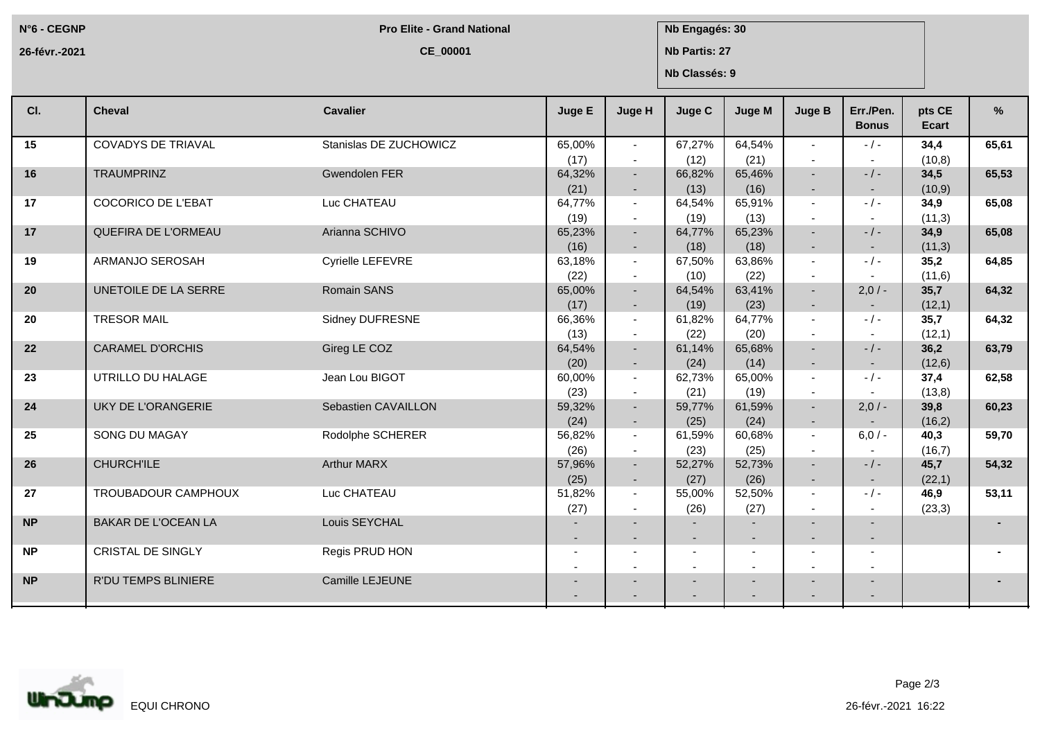N°6 - CEGNP

26-févr.-2021

**Pro Elite - Grand National**

**CE_00001**

**Nb Engagés: 30**

**Nb Partis: 27**

**Nb Classés: 9**

| Cl. | Cheval | Cavalier | Juge E | Juge H | Juge C | Juge M | Juge B | Err./Pen. Bonus | pts CE Ecart | % |
|---|---|---|---|---|---|---|---|---|---|---|
| 15 | COVADYS DE TRIAVAL | Stanislas DE ZUCHOWICZ | 65,00% (17) | - - | 67,27% (12) | 64,54% (21) | - - | - / - - | **34,4** (10,8) | **65,61** |
| 16 | TRAUMPRINZ | Gwendolen FER | 64,32% (21) | - - | 66,82% (13) | 65,46% (16) | - - | - / - - | **34,5** (10,9) | **65,53** |
| 17 | COCORICO DE L'EBAT | Luc CHATEAU | 64,77% (19) | - - | 64,54% (19) | 65,91% (13) | - - | - / - - | **34,9** (11,3) | **65,08** |
| 17 | QUEFIRA DE L'ORMEAU | Arianna SCHIVO | 65,23% (16) | - - | 64,77% (18) | 65,23% (18) | - - | - / - - | **34,9** (11,3) | **65,08** |
| 19 | ARMANJO SEROSAH | Cyrielle LEFEVRE | 63,18% (22) | - - | 67,50% (10) | 63,86% (22) | - - | - / - - | **35,2** (11,6) | **64,85** |
| 20 | UNETOILE DE LA SERRE | Romain SANS | 65,00% (17) | - - | 64,54% (19) | 63,41% (23) | - - | 2,0 / - - | **35,7** (12,1) | **64,32** |
| 20 | TRESOR MAIL | Sidney DUFRESNE | 66,36% (13) | - - | 61,82% (22) | 64,77% (20) | - - | - / - - | **35,7** (12,1) | **64,32** |
| 22 | CARAMEL D'ORCHIS | Gireg LE COZ | 64,54% (20) | - - | 61,14% (24) | 65,68% (14) | - - | - / - - | **36,2** (12,6) | **63,79** |
| 23 | UTRILLO DU HALAGE | Jean Lou BIGOT | 60,00% (23) | - - | 62,73% (21) | 65,00% (19) | - - | - / - - | **37,4** (13,8) | **62,58** |
| 24 | UKY DE L'ORANGERIE | Sebastien CAVAILLON | 59,32% (24) | - - | 59,77% (25) | 61,59% (24) | - - | 2,0 / - - | **39,8** (16,2) | **60,23** |
| 25 | SONG DU MAGAY | Rodolphe SCHERER | 56,82% (26) | - - | 61,59% (23) | 60,68% (25) | - - | 6,0 / - - | **40,3** (16,7) | **59,70** |
| 26 | CHURCH'ILE | Arthur MARX | 57,96% (25) | - - | 52,27% (27) | 52,73% (26) | - - | - / - - | **45,7** (22,1) | **54,32** |
| 27 | TROUBADOUR CAMPHOUX | Luc CHATEAU | 51,82% (27) | - - | 55,00% (26) | 52,50% (27) | - - | - / - - | **46,9** (23,3) | **53,11** |
| NP | BAKAR DE L'OCEAN LA | Louis SEYCHAL | - - | - - | - - | - - | - - | - - | | - |
| NP | CRISTAL DE SINGLY | Regis PRUD HON | - - | - - | - - | - - | - - | - - | | - |
| NP | R'DU TEMPS BLINIERE | Camille LEJEUNE | - - | - - | - - | - - | - - | - - | | - |

EQUI CHRONO

26-févr.-2021 16:22